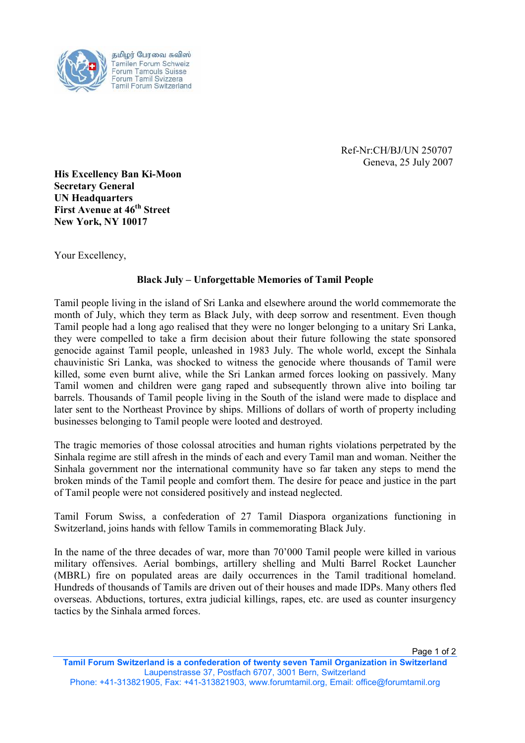தமிழர் பேரவை சுவிஸ்
Tamilen Forum Schweiz
Forum Tamouls Suisse
Forum Tamil Svizzera
Tamil Forum Switzerland

Ref-Nr:CH/BJ/UN 250707
Geneva, 25 July 2007

**His Excellency Ban Ki-Moon**
**Secretary General**
**UN Headquarters**
**First Avenue at 46th Street**
**New York, NY 10017**

Your Excellency,

**Black July – Unforgettable Memories of Tamil People**

Tamil people living in the island of Sri Lanka and elsewhere around the world commemorate the month of July, which they term as Black July, with deep sorrow and resentment. Even though Tamil people had a long ago realised that they were no longer belonging to a unitary Sri Lanka, they were compelled to take a firm decision about their future following the state sponsored genocide against Tamil people, unleashed in 1983 July. The whole world, except the Sinhala chauvinistic Sri Lanka, was shocked to witness the genocide where thousands of Tamil were killed, some even burnt alive, while the Sri Lankan armed forces looking on passively. Many Tamil women and children were gang raped and subsequently thrown alive into boiling tar barrels. Thousands of Tamil people living in the South of the island were made to displace and later sent to the Northeast Province by ships. Millions of dollars of worth of property including businesses belonging to Tamil people were looted and destroyed.

The tragic memories of those colossal atrocities and human rights violations perpetrated by the Sinhala regime are still afresh in the minds of each and every Tamil man and woman. Neither the Sinhala government nor the international community have so far taken any steps to mend the broken minds of the Tamil people and comfort them. The desire for peace and justice in the part of Tamil people were not considered positively and instead neglected.

Tamil Forum Swiss, a confederation of 27 Tamil Diaspora organizations functioning in Switzerland, joins hands with fellow Tamils in commemorating Black July.

In the name of the three decades of war, more than 70'000 Tamil people were killed in various military offensives. Aerial bombings, artillery shelling and Multi Barrel Rocket Launcher (MBRL) fire on populated areas are daily occurrences in the Tamil traditional homeland. Hundreds of thousands of Tamils are driven out of their houses and made IDPs. Many others fled overseas. Abductions, tortures, extra judicial killings, rapes, etc. are used as counter insurgency tactics by the Sinhala armed forces.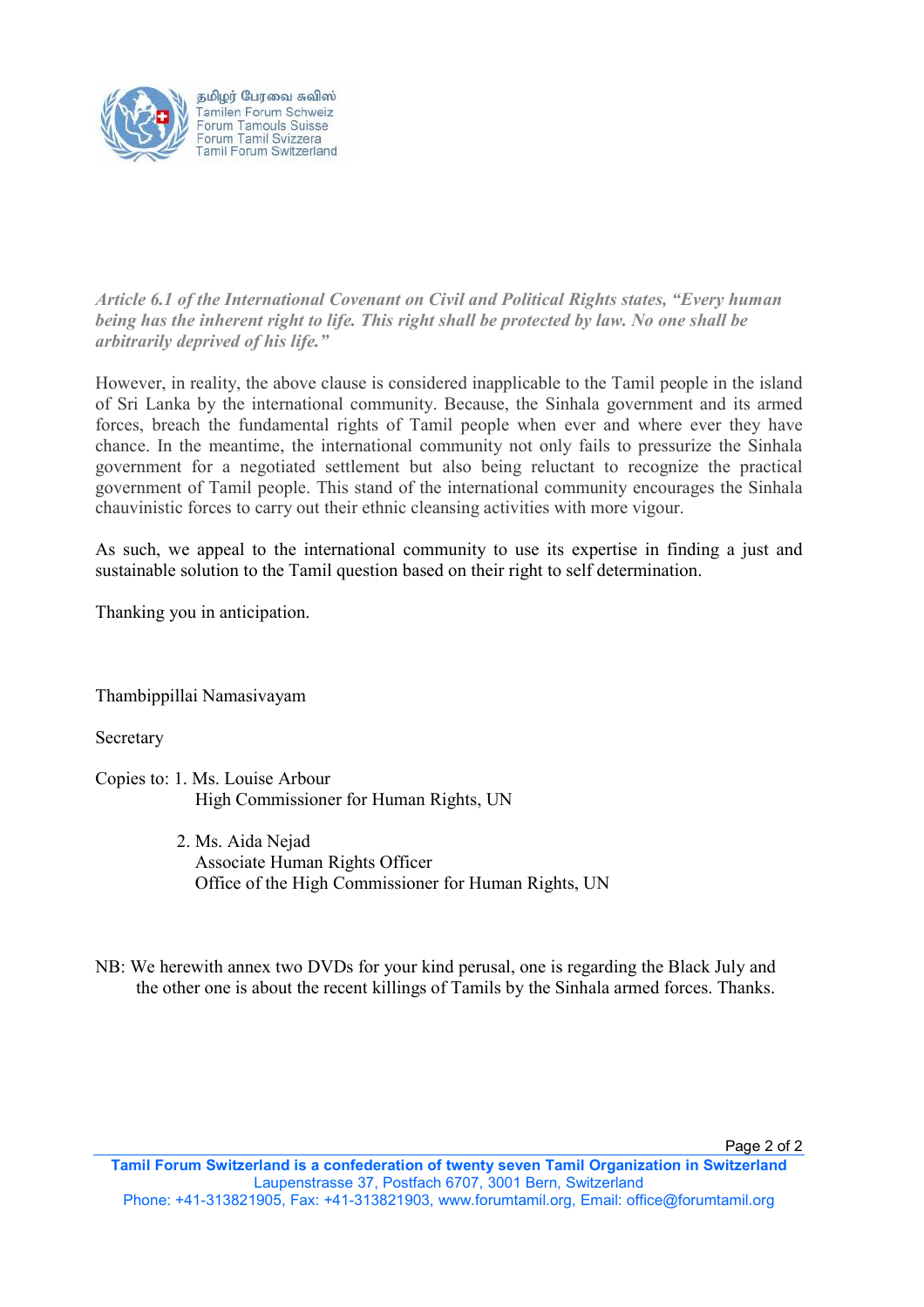தமிழர் பேரவை சுவிஸ்
Tamilen Forum Schweiz
Forum Tamouls Suisse
Forum Tamil Svizzera
Tamil Forum Switzerland

***Article 6.1 of the International Covenant on Civil and Political Rights states, "Every human being has the inherent right to life. This right shall be protected by law. No one shall be arbitrarily deprived of his life."***

However, in reality, the above clause is considered inapplicable to the Tamil people in the island of Sri Lanka by the international community. Because, the Sinhala government and its armed forces, breach the fundamental rights of Tamil people when ever and where ever they have chance. In the meantime, the international community not only fails to pressurize the Sinhala government for a negotiated settlement but also being reluctant to recognize the practical government of Tamil people. This stand of the international community encourages the Sinhala chauvinistic forces to carry out their ethnic cleansing activities with more vigour.

As such, we appeal to the international community to use its expertise in finding a just and sustainable solution to the Tamil question based on their right to self determination.

Thanking you in anticipation.

Thambippillai Namasivayam

Secretary

Copies to: 1. Ms. Louise Arbour
High Commissioner for Human Rights, UN

2. Ms. Aida Nejad
Associate Human Rights Officer
Office of the High Commissioner for Human Rights, UN

NB: We herewith annex two DVDs for your kind perusal, one is regarding the Black July and the other one is about the recent killings of Tamils by the Sinhala armed forces. Thanks.

**Tamil Forum Switzerland is a confederation of twenty seven Tamil Organization in Switzerland**
Laupenstrasse 37, Postfach 6707, 3001 Bern, Switzerland
Phone: +41-313821905, Fax: +41-313821903, www.forumtamil.org, Email: office@forumtamil.org